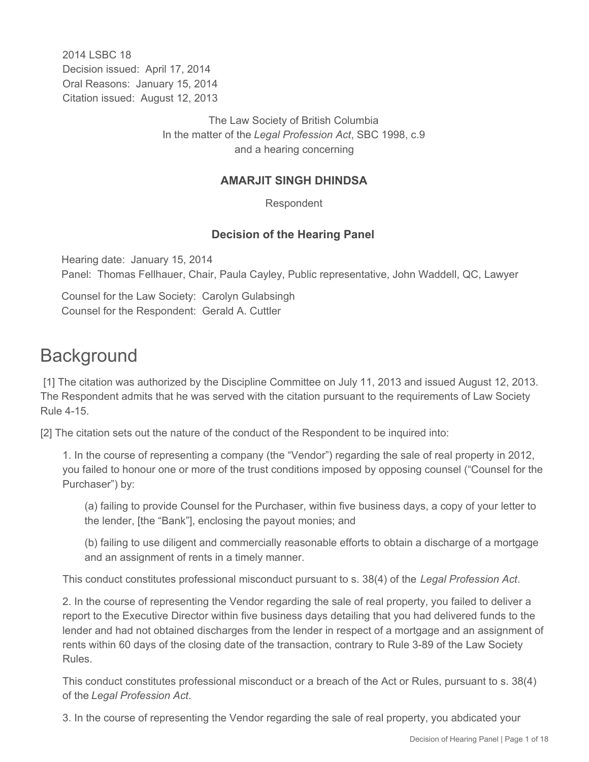2014 LSBC 18
Decision issued: April 17, 2014
Oral Reasons: January 15, 2014
Citation issued: August 12, 2013

The Law Society of British Columbia
In the matter of the *Legal Profession Act*, SBC 1998, c.9
and a hearing concerning

**AMARJIT SINGH DHINDSA**

Respondent

**Decision of the Hearing Panel**

Hearing date: January 15, 2014
Panel: Thomas Fellhauer, Chair, Paula Cayley, Public representative, John Waddell, QC, Lawyer

Counsel for the Law Society: Carolyn Gulabsingh
Counsel for the Respondent: Gerald A. Cuttler

# Background

[1] The citation was authorized by the Discipline Committee on July 11, 2013 and issued August 12, 2013. The Respondent admits that he was served with the citation pursuant to the requirements of Law Society Rule 4-15.

[2] The citation sets out the nature of the conduct of the Respondent to be inquired into:

> 1. In the course of representing a company (the "Vendor") regarding the sale of real property in 2012, you failed to honour one or more of the trust conditions imposed by opposing counsel ("Counsel for the Purchaser") by:
>
> > (a) failing to provide Counsel for the Purchaser, within five business days, a copy of your letter to the lender, [the "Bank"], enclosing the payout monies; and
> >
> > (b) failing to use diligent and commercially reasonable efforts to obtain a discharge of a mortgage and an assignment of rents in a timely manner.
>
> This conduct constitutes professional misconduct pursuant to s. 38(4) of the *Legal Profession Act*.
>
> 2. In the course of representing the Vendor regarding the sale of real property, you failed to deliver a report to the Executive Director within five business days detailing that you had delivered funds to the lender and had not obtained discharges from the lender in respect of a mortgage and an assignment of rents within 60 days of the closing date of the transaction, contrary to Rule 3-89 of the Law Society Rules.
>
> This conduct constitutes professional misconduct or a breach of the Act or Rules, pursuant to s. 38(4) of the *Legal Profession Act*.
>
> 3. In the course of representing the Vendor regarding the sale of real property, you abdicated your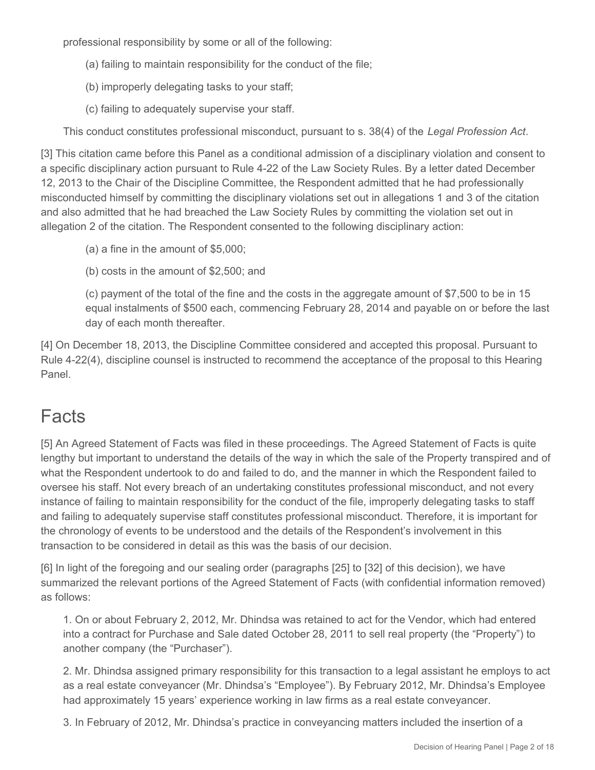professional responsibility by some or all of the following:

(a) failing to maintain responsibility for the conduct of the file;

(b) improperly delegating tasks to your staff;

(c) failing to adequately supervise your staff.

This conduct constitutes professional misconduct, pursuant to s. 38(4) of the *Legal Profession Act*.

[3] This citation came before this Panel as a conditional admission of a disciplinary violation and consent to a specific disciplinary action pursuant to Rule 4-22 of the Law Society Rules. By a letter dated December 12, 2013 to the Chair of the Discipline Committee, the Respondent admitted that he had professionally misconducted himself by committing the disciplinary violations set out in allegations 1 and 3 of the citation and also admitted that he had breached the Law Society Rules by committing the violation set out in allegation 2 of the citation. The Respondent consented to the following disciplinary action:

(a) a fine in the amount of $5,000;

(b) costs in the amount of $2,500; and

(c) payment of the total of the fine and the costs in the aggregate amount of $7,500 to be in 15 equal instalments of $500 each, commencing February 28, 2014 and payable on or before the last day of each month thereafter.

[4] On December 18, 2013, the Discipline Committee considered and accepted this proposal. Pursuant to Rule 4-22(4), discipline counsel is instructed to recommend the acceptance of the proposal to this Hearing Panel.

# Facts

[5] An Agreed Statement of Facts was filed in these proceedings. The Agreed Statement of Facts is quite lengthy but important to understand the details of the way in which the sale of the Property transpired and of what the Respondent undertook to do and failed to do, and the manner in which the Respondent failed to oversee his staff. Not every breach of an undertaking constitutes professional misconduct, and not every instance of failing to maintain responsibility for the conduct of the file, improperly delegating tasks to staff and failing to adequately supervise staff constitutes professional misconduct. Therefore, it is important for the chronology of events to be understood and the details of the Respondent's involvement in this transaction to be considered in detail as this was the basis of our decision.

[6] In light of the foregoing and our sealing order (paragraphs [25] to [32] of this decision), we have summarized the relevant portions of the Agreed Statement of Facts (with confidential information removed) as follows:

1. On or about February 2, 2012, Mr. Dhindsa was retained to act for the Vendor, which had entered into a contract for Purchase and Sale dated October 28, 2011 to sell real property (the "Property") to another company (the "Purchaser").

2. Mr. Dhindsa assigned primary responsibility for this transaction to a legal assistant he employs to act as a real estate conveyancer (Mr. Dhindsa's "Employee"). By February 2012, Mr. Dhindsa's Employee had approximately 15 years' experience working in law firms as a real estate conveyancer.

3. In February of 2012, Mr. Dhindsa's practice in conveyancing matters included the insertion of a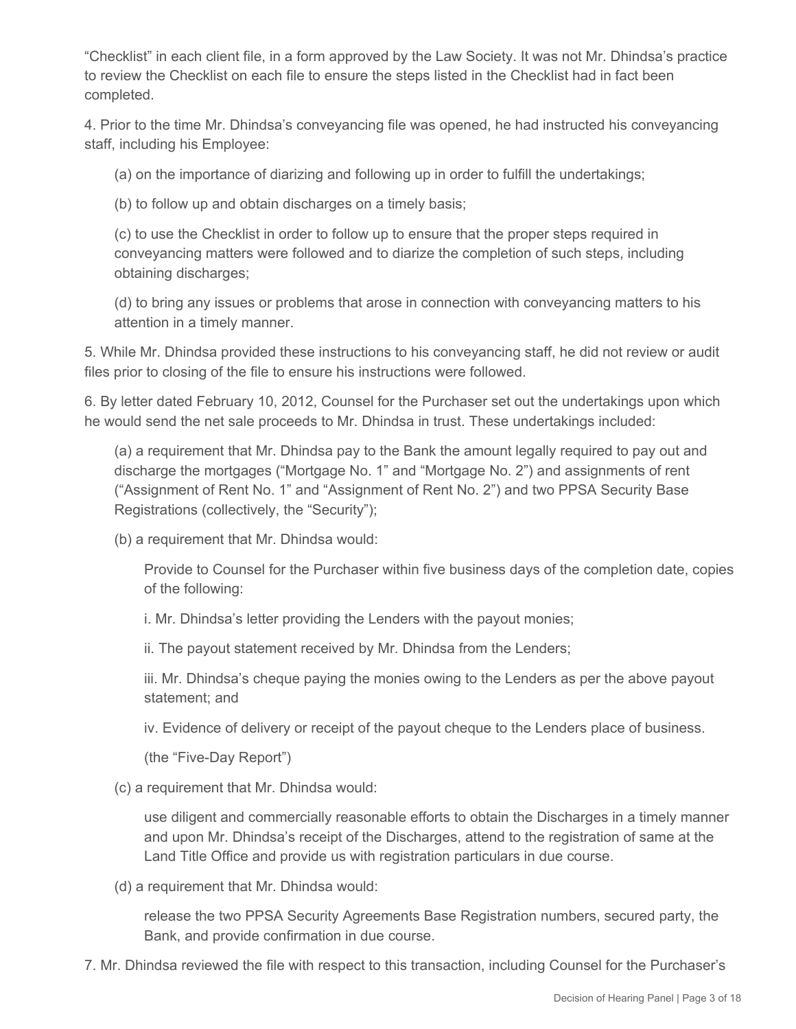"Checklist" in each client file, in a form approved by the Law Society. It was not Mr. Dhindsa's practice to review the Checklist on each file to ensure the steps listed in the Checklist had in fact been completed.

4. Prior to the time Mr. Dhindsa's conveyancing file was opened, he had instructed his conveyancing staff, including his Employee:

(a) on the importance of diarizing and following up in order to fulfill the undertakings;

(b) to follow up and obtain discharges on a timely basis;

(c) to use the Checklist in order to follow up to ensure that the proper steps required in conveyancing matters were followed and to diarize the completion of such steps, including obtaining discharges;

(d) to bring any issues or problems that arose in connection with conveyancing matters to his attention in a timely manner.

5. While Mr. Dhindsa provided these instructions to his conveyancing staff, he did not review or audit files prior to closing of the file to ensure his instructions were followed.

6. By letter dated February 10, 2012, Counsel for the Purchaser set out the undertakings upon which he would send the net sale proceeds to Mr. Dhindsa in trust. These undertakings included:

(a) a requirement that Mr. Dhindsa pay to the Bank the amount legally required to pay out and discharge the mortgages ("Mortgage No. 1" and "Mortgage No. 2") and assignments of rent ("Assignment of Rent No. 1" and "Assignment of Rent No. 2") and two PPSA Security Base Registrations (collectively, the "Security");

(b) a requirement that Mr. Dhindsa would:

> Provide to Counsel for the Purchaser within five business days of the completion date, copies of the following:
>
> i. Mr. Dhindsa's letter providing the Lenders with the payout monies;
>
> ii. The payout statement received by Mr. Dhindsa from the Lenders;
>
> iii. Mr. Dhindsa's cheque paying the monies owing to the Lenders as per the above payout statement; and
>
> iv. Evidence of delivery or receipt of the payout cheque to the Lenders place of business.
>
> (the "Five-Day Report")

(c) a requirement that Mr. Dhindsa would:

> use diligent and commercially reasonable efforts to obtain the Discharges in a timely manner and upon Mr. Dhindsa's receipt of the Discharges, attend to the registration of same at the Land Title Office and provide us with registration particulars in due course.

(d) a requirement that Mr. Dhindsa would:

> release the two PPSA Security Agreements Base Registration numbers, secured party, the Bank, and provide confirmation in due course.

7. Mr. Dhindsa reviewed the file with respect to this transaction, including Counsel for the Purchaser's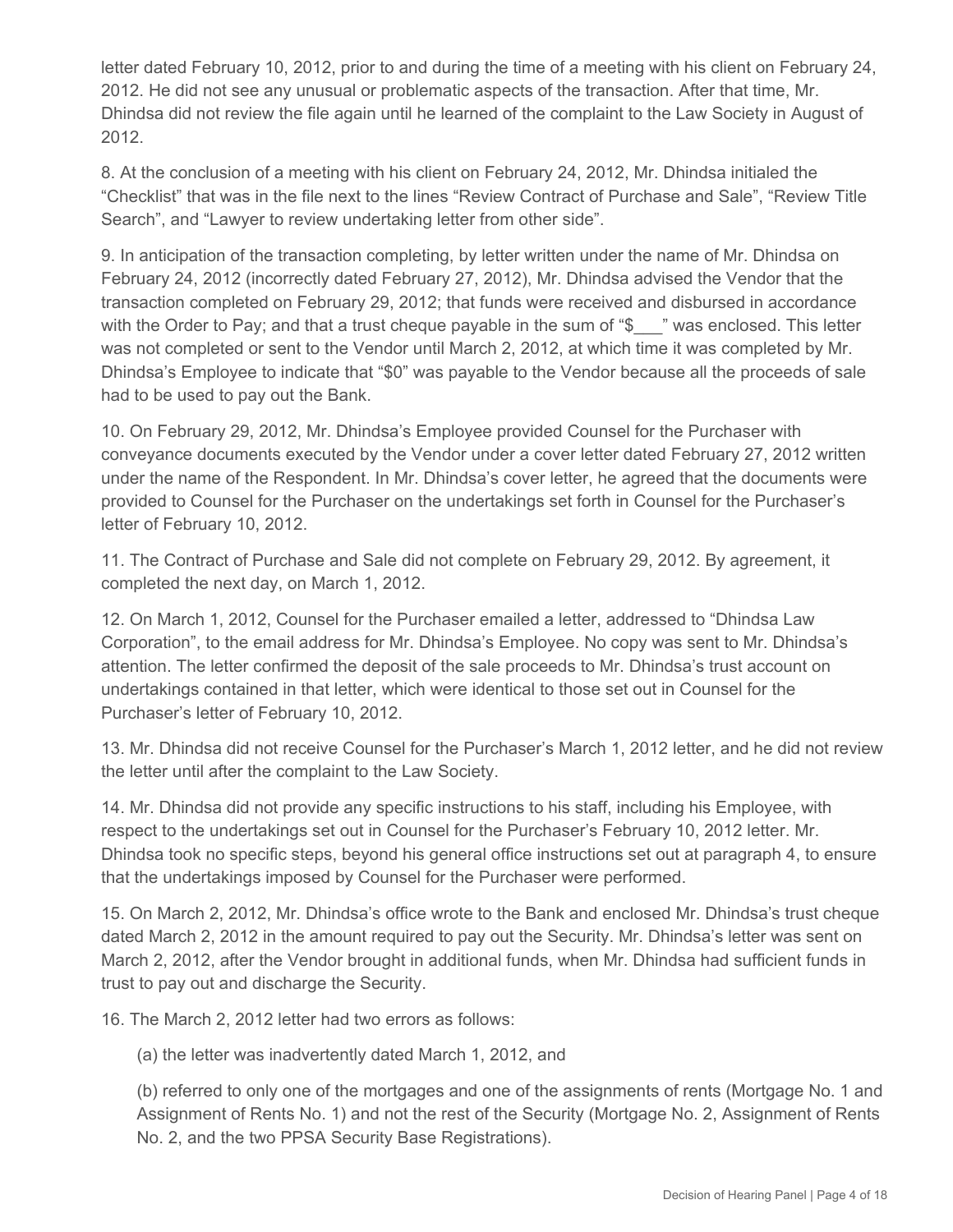letter dated February 10, 2012, prior to and during the time of a meeting with his client on February 24, 2012. He did not see any unusual or problematic aspects of the transaction. After that time, Mr. Dhindsa did not review the file again until he learned of the complaint to the Law Society in August of 2012.

8. At the conclusion of a meeting with his client on February 24, 2012, Mr. Dhindsa initialed the "Checklist" that was in the file next to the lines "Review Contract of Purchase and Sale", "Review Title Search", and "Lawyer to review undertaking letter from other side".

9. In anticipation of the transaction completing, by letter written under the name of Mr. Dhindsa on February 24, 2012 (incorrectly dated February 27, 2012), Mr. Dhindsa advised the Vendor that the transaction completed on February 29, 2012; that funds were received and disbursed in accordance with the Order to Pay; and that a trust cheque payable in the sum of "$___" was enclosed. This letter was not completed or sent to the Vendor until March 2, 2012, at which time it was completed by Mr. Dhindsa's Employee to indicate that "$0" was payable to the Vendor because all the proceeds of sale had to be used to pay out the Bank.

10. On February 29, 2012, Mr. Dhindsa's Employee provided Counsel for the Purchaser with conveyance documents executed by the Vendor under a cover letter dated February 27, 2012 written under the name of the Respondent. In Mr. Dhindsa's cover letter, he agreed that the documents were provided to Counsel for the Purchaser on the undertakings set forth in Counsel for the Purchaser's letter of February 10, 2012.

11. The Contract of Purchase and Sale did not complete on February 29, 2012. By agreement, it completed the next day, on March 1, 2012.

12. On March 1, 2012, Counsel for the Purchaser emailed a letter, addressed to "Dhindsa Law Corporation", to the email address for Mr. Dhindsa's Employee. No copy was sent to Mr. Dhindsa's attention. The letter confirmed the deposit of the sale proceeds to Mr. Dhindsa's trust account on undertakings contained in that letter, which were identical to those set out in Counsel for the Purchaser's letter of February 10, 2012.

13. Mr. Dhindsa did not receive Counsel for the Purchaser's March 1, 2012 letter, and he did not review the letter until after the complaint to the Law Society.

14. Mr. Dhindsa did not provide any specific instructions to his staff, including his Employee, with respect to the undertakings set out in Counsel for the Purchaser's February 10, 2012 letter. Mr. Dhindsa took no specific steps, beyond his general office instructions set out at paragraph 4, to ensure that the undertakings imposed by Counsel for the Purchaser were performed.

15. On March 2, 2012, Mr. Dhindsa's office wrote to the Bank and enclosed Mr. Dhindsa's trust cheque dated March 2, 2012 in the amount required to pay out the Security. Mr. Dhindsa's letter was sent on March 2, 2012, after the Vendor brought in additional funds, when Mr. Dhindsa had sufficient funds in trust to pay out and discharge the Security.

16. The March 2, 2012 letter had two errors as follows:

(a) the letter was inadvertently dated March 1, 2012, and

(b) referred to only one of the mortgages and one of the assignments of rents (Mortgage No. 1 and Assignment of Rents No. 1) and not the rest of the Security (Mortgage No. 2, Assignment of Rents No. 2, and the two PPSA Security Base Registrations).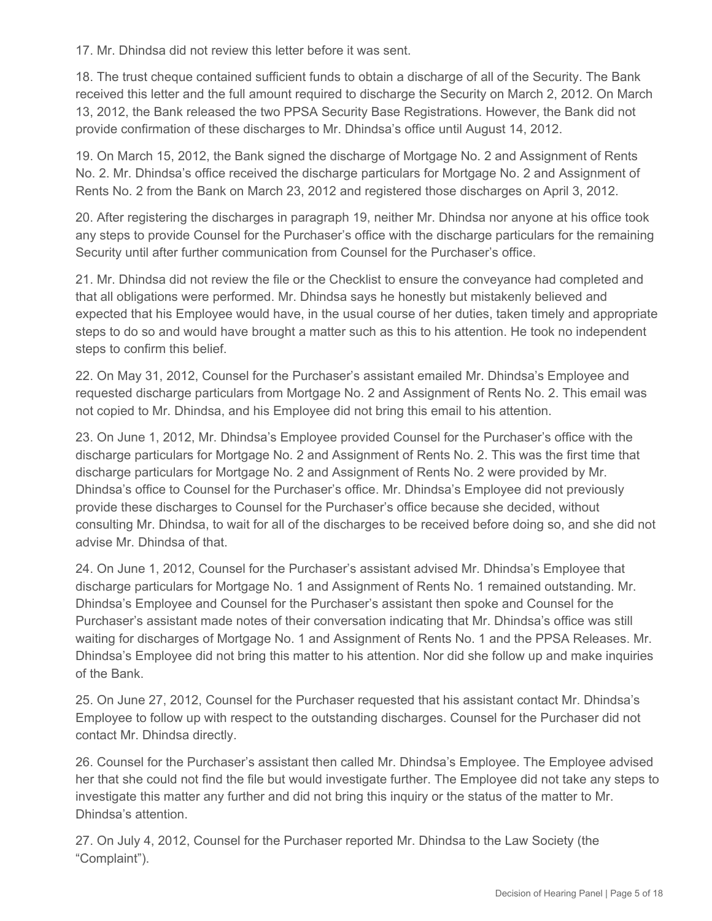17. Mr. Dhindsa did not review this letter before it was sent.

18. The trust cheque contained sufficient funds to obtain a discharge of all of the Security. The Bank received this letter and the full amount required to discharge the Security on March 2, 2012. On March 13, 2012, the Bank released the two PPSA Security Base Registrations. However, the Bank did not provide confirmation of these discharges to Mr. Dhindsa's office until August 14, 2012.

19. On March 15, 2012, the Bank signed the discharge of Mortgage No. 2 and Assignment of Rents No. 2. Mr. Dhindsa's office received the discharge particulars for Mortgage No. 2 and Assignment of Rents No. 2 from the Bank on March 23, 2012 and registered those discharges on April 3, 2012.

20. After registering the discharges in paragraph 19, neither Mr. Dhindsa nor anyone at his office took any steps to provide Counsel for the Purchaser's office with the discharge particulars for the remaining Security until after further communication from Counsel for the Purchaser's office.

21. Mr. Dhindsa did not review the file or the Checklist to ensure the conveyance had completed and that all obligations were performed. Mr. Dhindsa says he honestly but mistakenly believed and expected that his Employee would have, in the usual course of her duties, taken timely and appropriate steps to do so and would have brought a matter such as this to his attention. He took no independent steps to confirm this belief.

22. On May 31, 2012, Counsel for the Purchaser's assistant emailed Mr. Dhindsa's Employee and requested discharge particulars from Mortgage No. 2 and Assignment of Rents No. 2. This email was not copied to Mr. Dhindsa, and his Employee did not bring this email to his attention.

23. On June 1, 2012, Mr. Dhindsa's Employee provided Counsel for the Purchaser's office with the discharge particulars for Mortgage No. 2 and Assignment of Rents No. 2. This was the first time that discharge particulars for Mortgage No. 2 and Assignment of Rents No. 2 were provided by Mr. Dhindsa's office to Counsel for the Purchaser's office. Mr. Dhindsa's Employee did not previously provide these discharges to Counsel for the Purchaser's office because she decided, without consulting Mr. Dhindsa, to wait for all of the discharges to be received before doing so, and she did not advise Mr. Dhindsa of that.

24. On June 1, 2012, Counsel for the Purchaser's assistant advised Mr. Dhindsa's Employee that discharge particulars for Mortgage No. 1 and Assignment of Rents No. 1 remained outstanding. Mr. Dhindsa's Employee and Counsel for the Purchaser's assistant then spoke and Counsel for the Purchaser's assistant made notes of their conversation indicating that Mr. Dhindsa's office was still waiting for discharges of Mortgage No. 1 and Assignment of Rents No. 1 and the PPSA Releases. Mr. Dhindsa's Employee did not bring this matter to his attention. Nor did she follow up and make inquiries of the Bank.

25. On June 27, 2012, Counsel for the Purchaser requested that his assistant contact Mr. Dhindsa's Employee to follow up with respect to the outstanding discharges. Counsel for the Purchaser did not contact Mr. Dhindsa directly.

26. Counsel for the Purchaser's assistant then called Mr. Dhindsa's Employee. The Employee advised her that she could not find the file but would investigate further. The Employee did not take any steps to investigate this matter any further and did not bring this inquiry or the status of the matter to Mr. Dhindsa's attention.

27. On July 4, 2012, Counsel for the Purchaser reported Mr. Dhindsa to the Law Society (the "Complaint").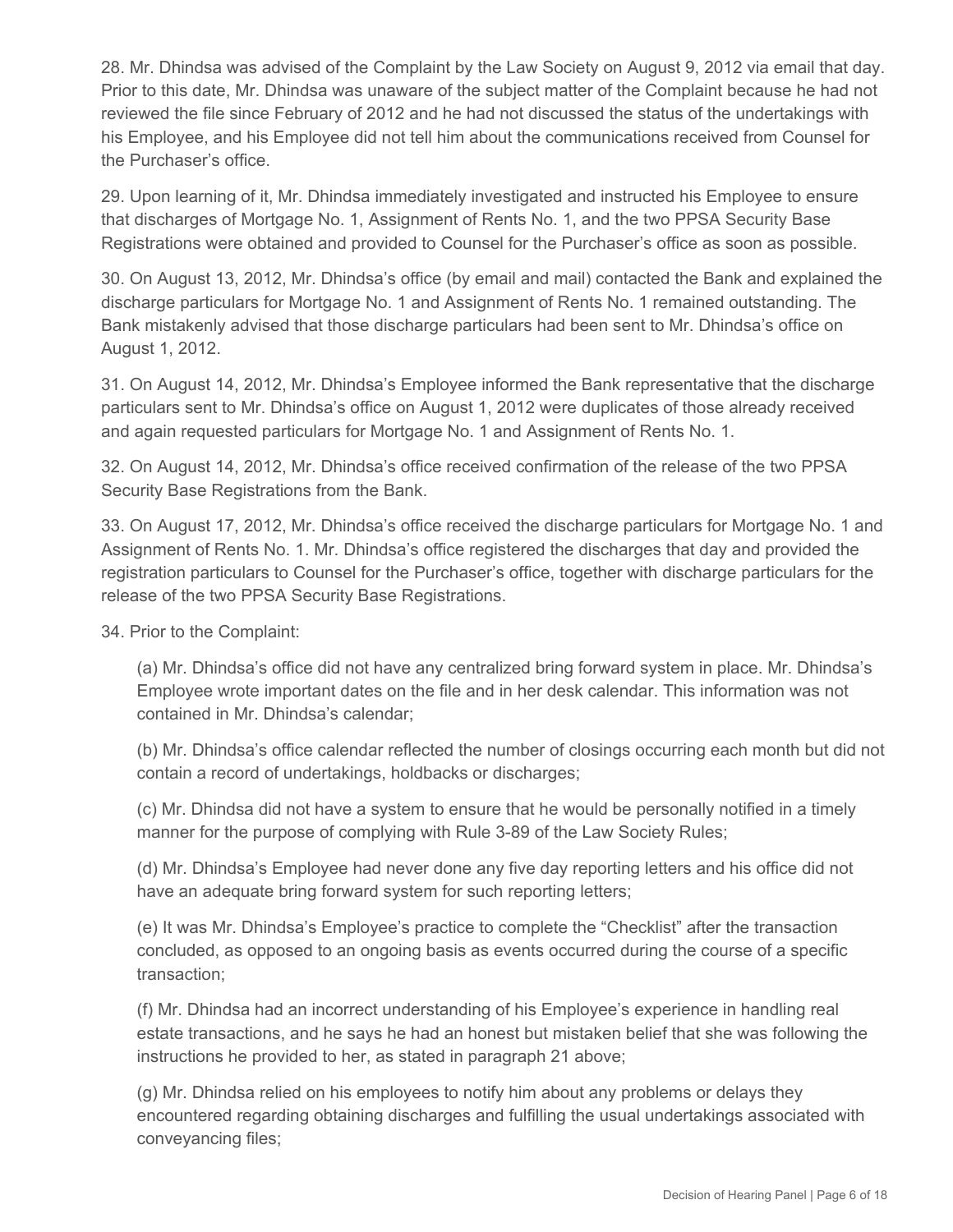28. Mr. Dhindsa was advised of the Complaint by the Law Society on August 9, 2012 via email that day. Prior to this date, Mr. Dhindsa was unaware of the subject matter of the Complaint because he had not reviewed the file since February of 2012 and he had not discussed the status of the undertakings with his Employee, and his Employee did not tell him about the communications received from Counsel for the Purchaser's office.

29. Upon learning of it, Mr. Dhindsa immediately investigated and instructed his Employee to ensure that discharges of Mortgage No. 1, Assignment of Rents No. 1, and the two PPSA Security Base Registrations were obtained and provided to Counsel for the Purchaser's office as soon as possible.

30. On August 13, 2012, Mr. Dhindsa's office (by email and mail) contacted the Bank and explained the discharge particulars for Mortgage No. 1 and Assignment of Rents No. 1 remained outstanding. The Bank mistakenly advised that those discharge particulars had been sent to Mr. Dhindsa's office on August 1, 2012.

31. On August 14, 2012, Mr. Dhindsa's Employee informed the Bank representative that the discharge particulars sent to Mr. Dhindsa's office on August 1, 2012 were duplicates of those already received and again requested particulars for Mortgage No. 1 and Assignment of Rents No. 1.

32. On August 14, 2012, Mr. Dhindsa's office received confirmation of the release of the two PPSA Security Base Registrations from the Bank.

33. On August 17, 2012, Mr. Dhindsa's office received the discharge particulars for Mortgage No. 1 and Assignment of Rents No. 1. Mr. Dhindsa's office registered the discharges that day and provided the registration particulars to Counsel for the Purchaser's office, together with discharge particulars for the release of the two PPSA Security Base Registrations.

34. Prior to the Complaint:

(a) Mr. Dhindsa's office did not have any centralized bring forward system in place. Mr. Dhindsa's Employee wrote important dates on the file and in her desk calendar. This information was not contained in Mr. Dhindsa's calendar;

(b) Mr. Dhindsa's office calendar reflected the number of closings occurring each month but did not contain a record of undertakings, holdbacks or discharges;

(c) Mr. Dhindsa did not have a system to ensure that he would be personally notified in a timely manner for the purpose of complying with Rule 3-89 of the Law Society Rules;

(d) Mr. Dhindsa's Employee had never done any five day reporting letters and his office did not have an adequate bring forward system for such reporting letters;

(e) It was Mr. Dhindsa's Employee's practice to complete the "Checklist" after the transaction concluded, as opposed to an ongoing basis as events occurred during the course of a specific transaction;

(f) Mr. Dhindsa had an incorrect understanding of his Employee's experience in handling real estate transactions, and he says he had an honest but mistaken belief that she was following the instructions he provided to her, as stated in paragraph 21 above;

(g) Mr. Dhindsa relied on his employees to notify him about any problems or delays they encountered regarding obtaining discharges and fulfilling the usual undertakings associated with conveyancing files;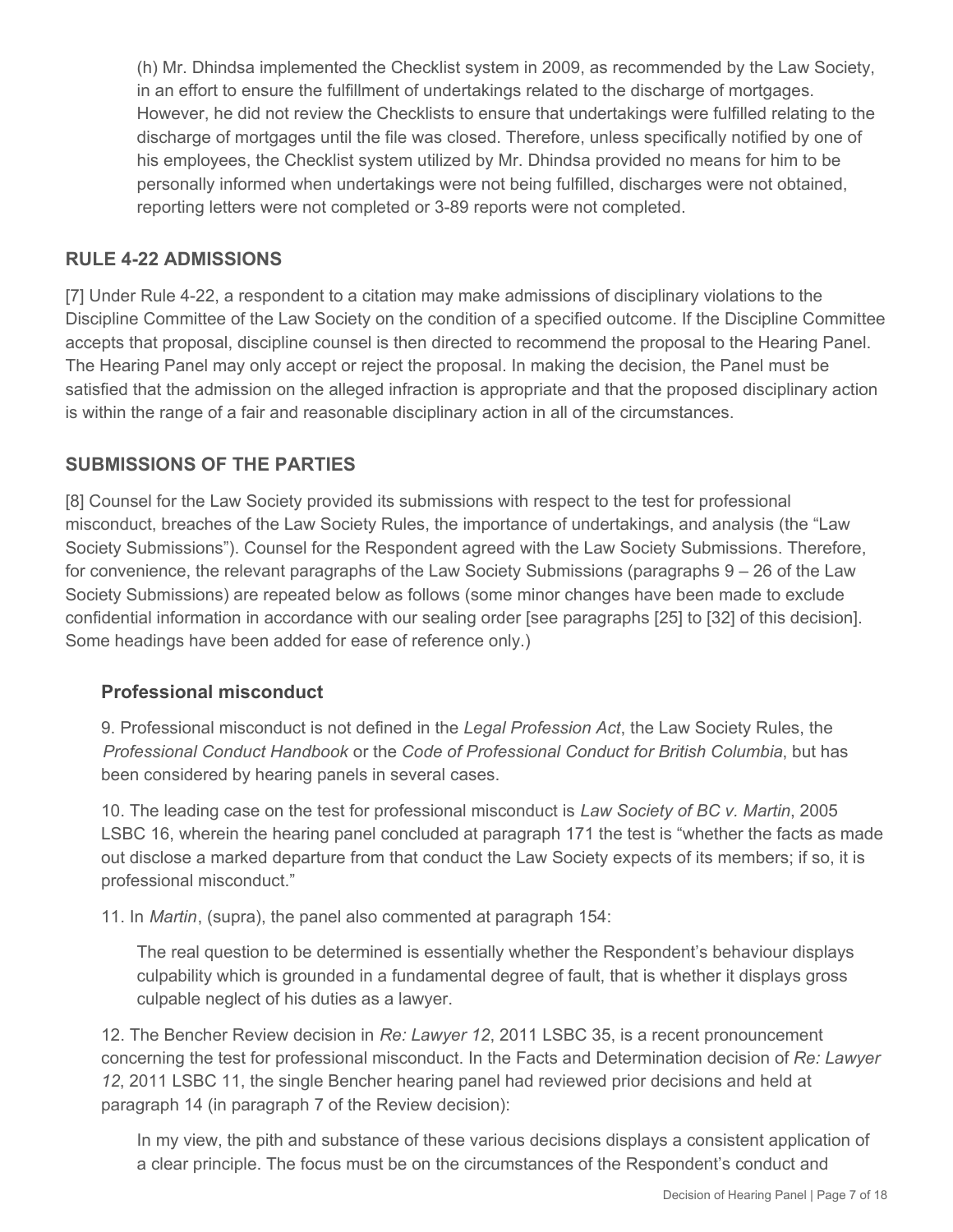(h) Mr. Dhindsa implemented the Checklist system in 2009, as recommended by the Law Society, in an effort to ensure the fulfillment of undertakings related to the discharge of mortgages. However, he did not review the Checklists to ensure that undertakings were fulfilled relating to the discharge of mortgages until the file was closed. Therefore, unless specifically notified by one of his employees, the Checklist system utilized by Mr. Dhindsa provided no means for him to be personally informed when undertakings were not being fulfilled, discharges were not obtained, reporting letters were not completed or 3-89 reports were not completed.

## RULE 4-22 ADMISSIONS

[7] Under Rule 4-22, a respondent to a citation may make admissions of disciplinary violations to the Discipline Committee of the Law Society on the condition of a specified outcome. If the Discipline Committee accepts that proposal, discipline counsel is then directed to recommend the proposal to the Hearing Panel. The Hearing Panel may only accept or reject the proposal. In making the decision, the Panel must be satisfied that the admission on the alleged infraction is appropriate and that the proposed disciplinary action is within the range of a fair and reasonable disciplinary action in all of the circumstances.

## SUBMISSIONS OF THE PARTIES

[8] Counsel for the Law Society provided its submissions with respect to the test for professional misconduct, breaches of the Law Society Rules, the importance of undertakings, and analysis (the "Law Society Submissions"). Counsel for the Respondent agreed with the Law Society Submissions. Therefore, for convenience, the relevant paragraphs of the Law Society Submissions (paragraphs 9 – 26 of the Law Society Submissions) are repeated below as follows (some minor changes have been made to exclude confidential information in accordance with our sealing order [see paragraphs [25] to [32] of this decision]. Some headings have been added for ease of reference only.)

### Professional misconduct

9. Professional misconduct is not defined in the *Legal Profession Act*, the Law Society Rules, the *Professional Conduct Handbook* or the *Code of Professional Conduct for British Columbia*, but has been considered by hearing panels in several cases.

10. The leading case on the test for professional misconduct is *Law Society of BC v. Martin*, 2005 LSBC 16, wherein the hearing panel concluded at paragraph 171 the test is "whether the facts as made out disclose a marked departure from that conduct the Law Society expects of its members; if so, it is professional misconduct."

11. In *Martin*, (supra), the panel also commented at paragraph 154:

> The real question to be determined is essentially whether the Respondent's behaviour displays culpability which is grounded in a fundamental degree of fault, that is whether it displays gross culpable neglect of his duties as a lawyer.

12. The Bencher Review decision in *Re: Lawyer 12*, 2011 LSBC 35, is a recent pronouncement concerning the test for professional misconduct. In the Facts and Determination decision of *Re: Lawyer 12*, 2011 LSBC 11, the single Bencher hearing panel had reviewed prior decisions and held at paragraph 14 (in paragraph 7 of the Review decision):

> In my view, the pith and substance of these various decisions displays a consistent application of a clear principle. The focus must be on the circumstances of the Respondent's conduct and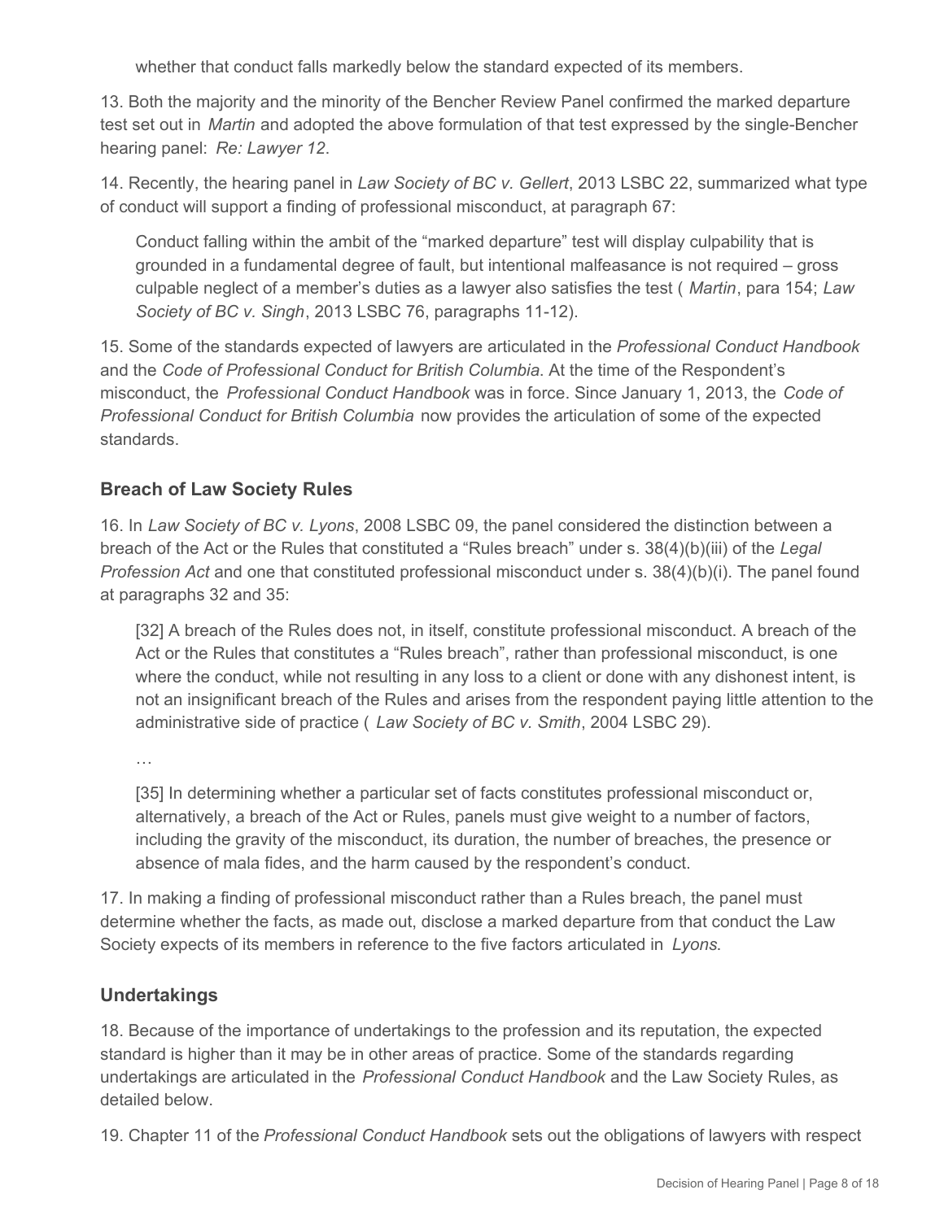whether that conduct falls markedly below the standard expected of its members.

13. Both the majority and the minority of the Bencher Review Panel confirmed the marked departure test set out in *Martin* and adopted the above formulation of that test expressed by the single-Bencher hearing panel: *Re: Lawyer 12*.

14. Recently, the hearing panel in *Law Society of BC v. Gellert*, 2013 LSBC 22, summarized what type of conduct will support a finding of professional misconduct, at paragraph 67:

> Conduct falling within the ambit of the "marked departure" test will display culpability that is grounded in a fundamental degree of fault, but intentional malfeasance is not required – gross culpable neglect of a member's duties as a lawyer also satisfies the test ( *Martin*, para 154; *Law Society of BC v. Singh*, 2013 LSBC 76, paragraphs 11-12).

15. Some of the standards expected of lawyers are articulated in the *Professional Conduct Handbook* and the *Code of Professional Conduct for British Columbia*. At the time of the Respondent's misconduct, the *Professional Conduct Handbook* was in force. Since January 1, 2013, the *Code of Professional Conduct for British Columbia* now provides the articulation of some of the expected standards.

### Breach of Law Society Rules

16. In *Law Society of BC v. Lyons*, 2008 LSBC 09, the panel considered the distinction between a breach of the Act or the Rules that constituted a "Rules breach" under s. 38(4)(b)(iii) of the *Legal Profession Act* and one that constituted professional misconduct under s. 38(4)(b)(i). The panel found at paragraphs 32 and 35:

> [32] A breach of the Rules does not, in itself, constitute professional misconduct. A breach of the Act or the Rules that constitutes a "Rules breach", rather than professional misconduct, is one where the conduct, while not resulting in any loss to a client or done with any dishonest intent, is not an insignificant breach of the Rules and arises from the respondent paying little attention to the administrative side of practice ( *Law Society of BC v. Smith*, 2004 LSBC 29).
>
> …
>
> [35] In determining whether a particular set of facts constitutes professional misconduct or, alternatively, a breach of the Act or Rules, panels must give weight to a number of factors, including the gravity of the misconduct, its duration, the number of breaches, the presence or absence of mala fides, and the harm caused by the respondent's conduct.

17. In making a finding of professional misconduct rather than a Rules breach, the panel must determine whether the facts, as made out, disclose a marked departure from that conduct the Law Society expects of its members in reference to the five factors articulated in *Lyons*.

### Undertakings

18. Because of the importance of undertakings to the profession and its reputation, the expected standard is higher than it may be in other areas of practice. Some of the standards regarding undertakings are articulated in the *Professional Conduct Handbook* and the Law Society Rules, as detailed below.

19. Chapter 11 of the *Professional Conduct Handbook* sets out the obligations of lawyers with respect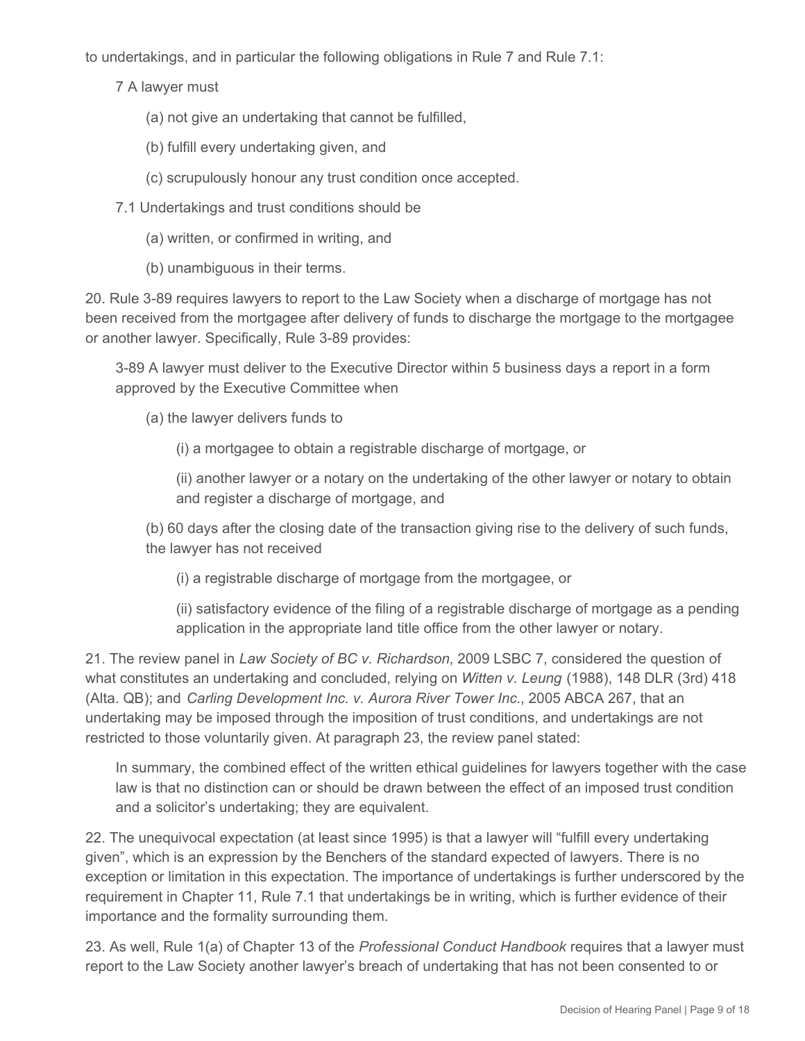to undertakings, and in particular the following obligations in Rule 7 and Rule 7.1:

> 7 A lawyer must
>
> (a) not give an undertaking that cannot be fulfilled,
>
> (b) fulfill every undertaking given, and
>
> (c) scrupulously honour any trust condition once accepted.
>
> 7.1 Undertakings and trust conditions should be
>
> (a) written, or confirmed in writing, and
>
> (b) unambiguous in their terms.

20. Rule 3-89 requires lawyers to report to the Law Society when a discharge of mortgage has not been received from the mortgagee after delivery of funds to discharge the mortgage to the mortgagee or another lawyer. Specifically, Rule 3-89 provides:

> 3-89 A lawyer must deliver to the Executive Director within 5 business days a report in a form approved by the Executive Committee when
>
> (a) the lawyer delivers funds to
>
> (i) a mortgagee to obtain a registrable discharge of mortgage, or
>
> (ii) another lawyer or a notary on the undertaking of the other lawyer or notary to obtain and register a discharge of mortgage, and
>
> (b) 60 days after the closing date of the transaction giving rise to the delivery of such funds, the lawyer has not received
>
> (i) a registrable discharge of mortgage from the mortgagee, or
>
> (ii) satisfactory evidence of the filing of a registrable discharge of mortgage as a pending application in the appropriate land title office from the other lawyer or notary.

21. The review panel in *Law Society of BC v. Richardson*, 2009 LSBC 7, considered the question of what constitutes an undertaking and concluded, relying on *Witten v. Leung* (1988), 148 DLR (3rd) 418 (Alta. QB); and *Carling Development Inc. v. Aurora River Tower Inc.*, 2005 ABCA 267, that an undertaking may be imposed through the imposition of trust conditions, and undertakings are not restricted to those voluntarily given. At paragraph 23, the review panel stated:

> In summary, the combined effect of the written ethical guidelines for lawyers together with the case law is that no distinction can or should be drawn between the effect of an imposed trust condition and a solicitor's undertaking; they are equivalent.

22. The unequivocal expectation (at least since 1995) is that a lawyer will "fulfill every undertaking given", which is an expression by the Benchers of the standard expected of lawyers. There is no exception or limitation in this expectation. The importance of undertakings is further underscored by the requirement in Chapter 11, Rule 7.1 that undertakings be in writing, which is further evidence of their importance and the formality surrounding them.

23. As well, Rule 1(a) of Chapter 13 of the *Professional Conduct Handbook* requires that a lawyer must report to the Law Society another lawyer's breach of undertaking that has not been consented to or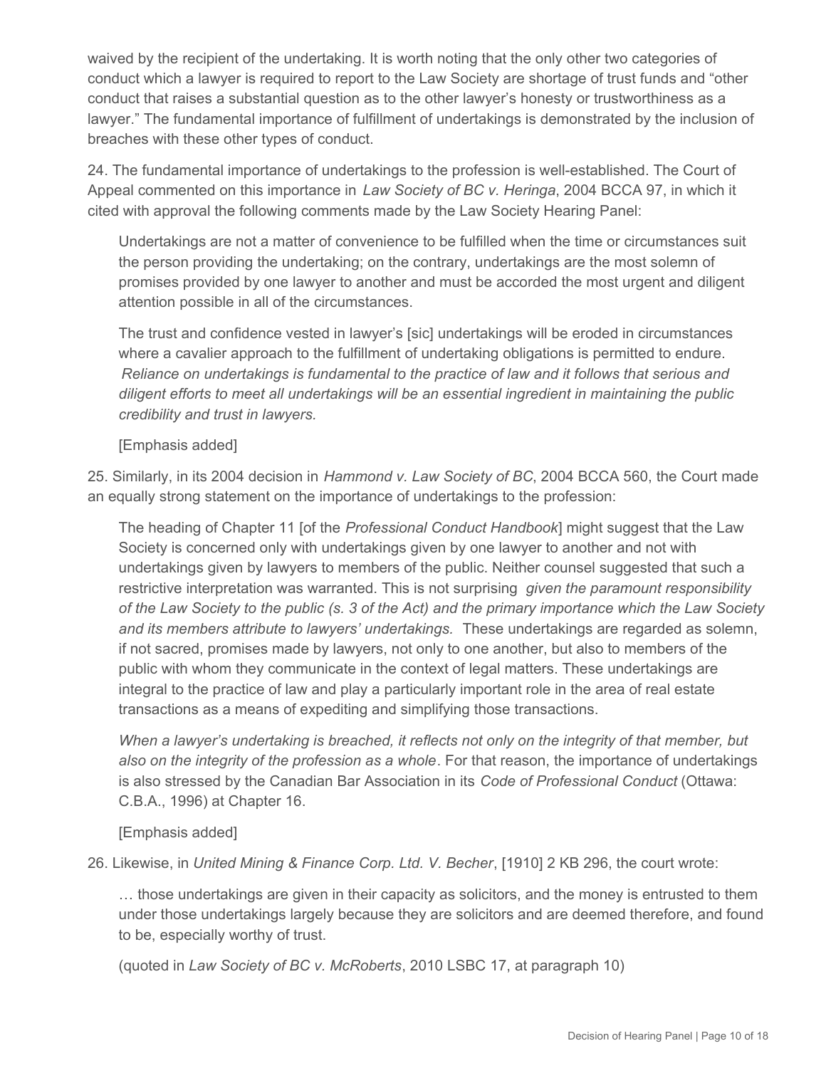waived by the recipient of the undertaking. It is worth noting that the only other two categories of conduct which a lawyer is required to report to the Law Society are shortage of trust funds and "other conduct that raises a substantial question as to the other lawyer's honesty or trustworthiness as a lawyer." The fundamental importance of fulfillment of undertakings is demonstrated by the inclusion of breaches with these other types of conduct.

24. The fundamental importance of undertakings to the profession is well-established. The Court of Appeal commented on this importance in *Law Society of BC v. Heringa*, 2004 BCCA 97, in which it cited with approval the following comments made by the Law Society Hearing Panel:

> Undertakings are not a matter of convenience to be fulfilled when the time or circumstances suit the person providing the undertaking; on the contrary, undertakings are the most solemn of promises provided by one lawyer to another and must be accorded the most urgent and diligent attention possible in all of the circumstances.
>
> The trust and confidence vested in lawyer's [sic] undertakings will be eroded in circumstances where a cavalier approach to the fulfillment of undertaking obligations is permitted to endure. *Reliance on undertakings is fundamental to the practice of law and it follows that serious and diligent efforts to meet all undertakings will be an essential ingredient in maintaining the public credibility and trust in lawyers.*
>
> [Emphasis added]

25. Similarly, in its 2004 decision in *Hammond v. Law Society of BC*, 2004 BCCA 560, the Court made an equally strong statement on the importance of undertakings to the profession:

> The heading of Chapter 11 [of the *Professional Conduct Handbook*] might suggest that the Law Society is concerned only with undertakings given by one lawyer to another and not with undertakings given by lawyers to members of the public. Neither counsel suggested that such a restrictive interpretation was warranted. This is not surprising *given the paramount responsibility of the Law Society to the public (s. 3 of the Act) and the primary importance which the Law Society and its members attribute to lawyers' undertakings.* These undertakings are regarded as solemn, if not sacred, promises made by lawyers, not only to one another, but also to members of the public with whom they communicate in the context of legal matters. These undertakings are integral to the practice of law and play a particularly important role in the area of real estate transactions as a means of expediting and simplifying those transactions.
>
> *When a lawyer's undertaking is breached, it reflects not only on the integrity of that member, but also on the integrity of the profession as a whole*. For that reason, the importance of undertakings is also stressed by the Canadian Bar Association in its *Code of Professional Conduct* (Ottawa: C.B.A., 1996) at Chapter 16.
>
> [Emphasis added]

26. Likewise, in *United Mining & Finance Corp. Ltd. V. Becher*, [1910] 2 KB 296, the court wrote:

> … those undertakings are given in their capacity as solicitors, and the money is entrusted to them under those undertakings largely because they are solicitors and are deemed therefore, and found to be, especially worthy of trust.
>
> (quoted in *Law Society of BC v. McRoberts*, 2010 LSBC 17, at paragraph 10)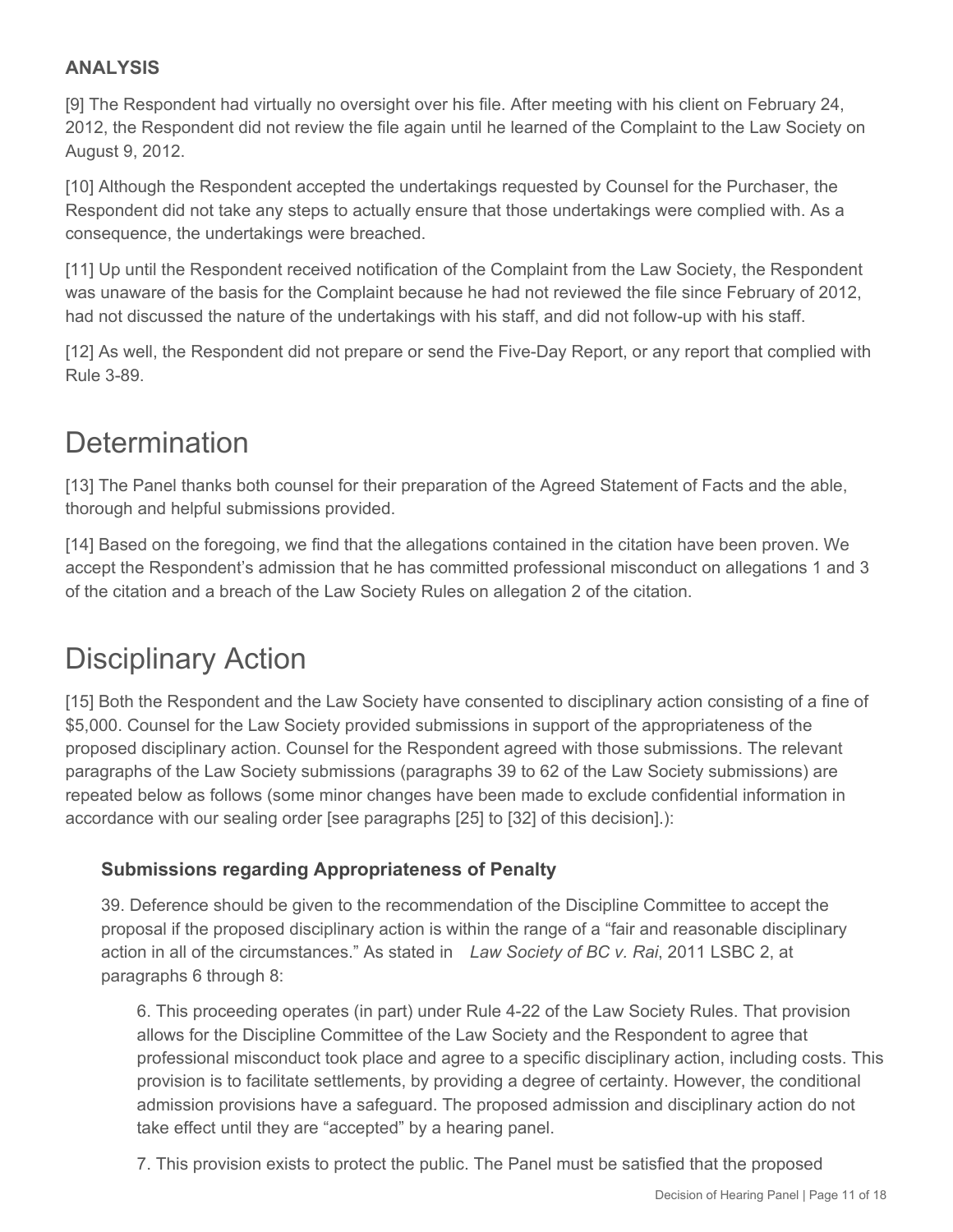### ANALYSIS

[9] The Respondent had virtually no oversight over his file. After meeting with his client on February 24, 2012, the Respondent did not review the file again until he learned of the Complaint to the Law Society on August 9, 2012.

[10] Although the Respondent accepted the undertakings requested by Counsel for the Purchaser, the Respondent did not take any steps to actually ensure that those undertakings were complied with. As a consequence, the undertakings were breached.

[11] Up until the Respondent received notification of the Complaint from the Law Society, the Respondent was unaware of the basis for the Complaint because he had not reviewed the file since February of 2012, had not discussed the nature of the undertakings with his staff, and did not follow-up with his staff.

[12] As well, the Respondent did not prepare or send the Five-Day Report, or any report that complied with Rule 3-89.

# Determination

[13] The Panel thanks both counsel for their preparation of the Agreed Statement of Facts and the able, thorough and helpful submissions provided.

[14] Based on the foregoing, we find that the allegations contained in the citation have been proven. We accept the Respondent's admission that he has committed professional misconduct on allegations 1 and 3 of the citation and a breach of the Law Society Rules on allegation 2 of the citation.

# Disciplinary Action

[15] Both the Respondent and the Law Society have consented to disciplinary action consisting of a fine of $5,000. Counsel for the Law Society provided submissions in support of the appropriateness of the proposed disciplinary action. Counsel for the Respondent agreed with those submissions. The relevant paragraphs of the Law Society submissions (paragraphs 39 to 62 of the Law Society submissions) are repeated below as follows (some minor changes have been made to exclude confidential information in accordance with our sealing order [see paragraphs [25] to [32] of this decision].):

> **Submissions regarding Appropriateness of Penalty**
>
> 39. Deference should be given to the recommendation of the Discipline Committee to accept the proposal if the proposed disciplinary action is within the range of a "fair and reasonable disciplinary action in all of the circumstances." As stated in *Law Society of BC v. Rai*, 2011 LSBC 2, at paragraphs 6 through 8:
>
> > 6. This proceeding operates (in part) under Rule 4-22 of the Law Society Rules. That provision allows for the Discipline Committee of the Law Society and the Respondent to agree that professional misconduct took place and agree to a specific disciplinary action, including costs. This provision is to facilitate settlements, by providing a degree of certainty. However, the conditional admission provisions have a safeguard. The proposed admission and disciplinary action do not take effect until they are "accepted" by a hearing panel.
> >
> > 7. This provision exists to protect the public. The Panel must be satisfied that the proposed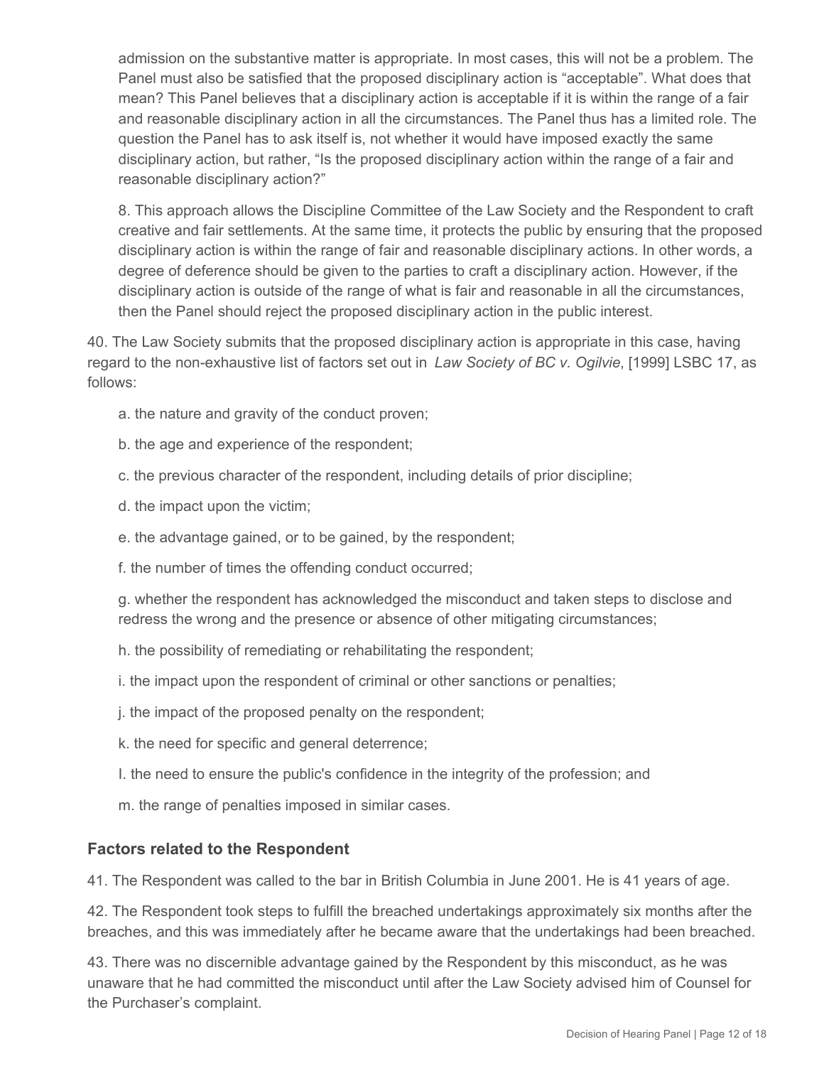> admission on the substantive matter is appropriate. In most cases, this will not be a problem. The Panel must also be satisfied that the proposed disciplinary action is "acceptable". What does that mean? This Panel believes that a disciplinary action is acceptable if it is within the range of a fair and reasonable disciplinary action in all the circumstances. The Panel thus has a limited role. The question the Panel has to ask itself is, not whether it would have imposed exactly the same disciplinary action, but rather, "Is the proposed disciplinary action within the range of a fair and reasonable disciplinary action?"
>
> 8. This approach allows the Discipline Committee of the Law Society and the Respondent to craft creative and fair settlements. At the same time, it protects the public by ensuring that the proposed disciplinary action is within the range of fair and reasonable disciplinary actions. In other words, a degree of deference should be given to the parties to craft a disciplinary action. However, if the disciplinary action is outside of the range of what is fair and reasonable in all the circumstances, then the Panel should reject the proposed disciplinary action in the public interest.

40. The Law Society submits that the proposed disciplinary action is appropriate in this case, having regard to the non-exhaustive list of factors set out in *Law Society of BC v. Ogilvie*, [1999] LSBC 17, as follows:

a. the nature and gravity of the conduct proven;

b. the age and experience of the respondent;

c. the previous character of the respondent, including details of prior discipline;

d. the impact upon the victim;

e. the advantage gained, or to be gained, by the respondent;

f. the number of times the offending conduct occurred;

g. whether the respondent has acknowledged the misconduct and taken steps to disclose and redress the wrong and the presence or absence of other mitigating circumstances;

h. the possibility of remediating or rehabilitating the respondent;

i. the impact upon the respondent of criminal or other sanctions or penalties;

j. the impact of the proposed penalty on the respondent;

k. the need for specific and general deterrence;

l. the need to ensure the public's confidence in the integrity of the profession; and

m. the range of penalties imposed in similar cases.

## Factors related to the Respondent

41. The Respondent was called to the bar in British Columbia in June 2001. He is 41 years of age.

42. The Respondent took steps to fulfill the breached undertakings approximately six months after the breaches, and this was immediately after he became aware that the undertakings had been breached.

43. There was no discernible advantage gained by the Respondent by this misconduct, as he was unaware that he had committed the misconduct until after the Law Society advised him of Counsel for the Purchaser's complaint.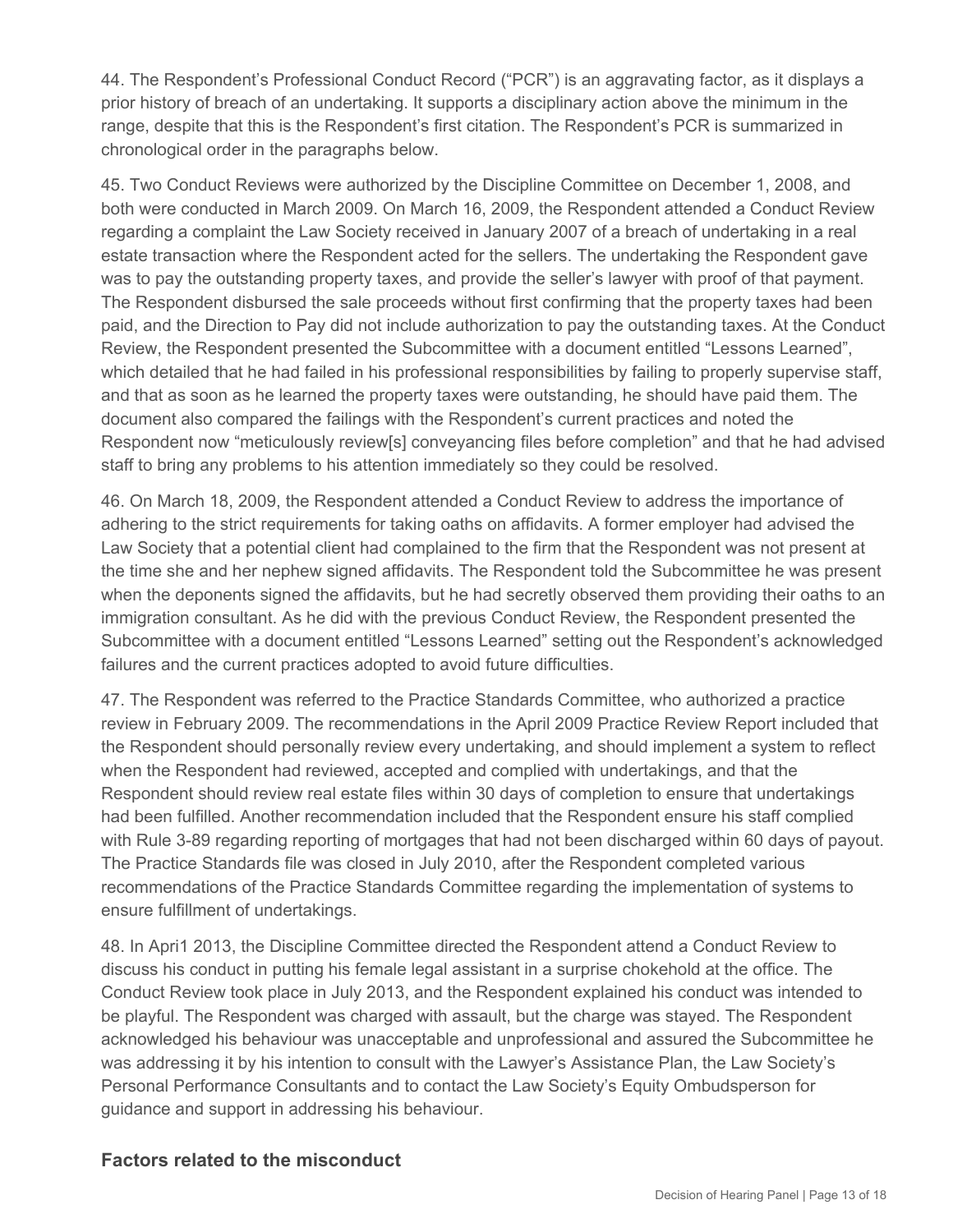44. The Respondent's Professional Conduct Record ("PCR") is an aggravating factor, as it displays a prior history of breach of an undertaking. It supports a disciplinary action above the minimum in the range, despite that this is the Respondent's first citation. The Respondent's PCR is summarized in chronological order in the paragraphs below.

45. Two Conduct Reviews were authorized by the Discipline Committee on December 1, 2008, and both were conducted in March 2009. On March 16, 2009, the Respondent attended a Conduct Review regarding a complaint the Law Society received in January 2007 of a breach of undertaking in a real estate transaction where the Respondent acted for the sellers. The undertaking the Respondent gave was to pay the outstanding property taxes, and provide the seller's lawyer with proof of that payment. The Respondent disbursed the sale proceeds without first confirming that the property taxes had been paid, and the Direction to Pay did not include authorization to pay the outstanding taxes. At the Conduct Review, the Respondent presented the Subcommittee with a document entitled "Lessons Learned", which detailed that he had failed in his professional responsibilities by failing to properly supervise staff, and that as soon as he learned the property taxes were outstanding, he should have paid them. The document also compared the failings with the Respondent's current practices and noted the Respondent now "meticulously review[s] conveyancing files before completion" and that he had advised staff to bring any problems to his attention immediately so they could be resolved.

46. On March 18, 2009, the Respondent attended a Conduct Review to address the importance of adhering to the strict requirements for taking oaths on affidavits. A former employer had advised the Law Society that a potential client had complained to the firm that the Respondent was not present at the time she and her nephew signed affidavits. The Respondent told the Subcommittee he was present when the deponents signed the affidavits, but he had secretly observed them providing their oaths to an immigration consultant. As he did with the previous Conduct Review, the Respondent presented the Subcommittee with a document entitled "Lessons Learned" setting out the Respondent's acknowledged failures and the current practices adopted to avoid future difficulties.

47. The Respondent was referred to the Practice Standards Committee, who authorized a practice review in February 2009. The recommendations in the April 2009 Practice Review Report included that the Respondent should personally review every undertaking, and should implement a system to reflect when the Respondent had reviewed, accepted and complied with undertakings, and that the Respondent should review real estate files within 30 days of completion to ensure that undertakings had been fulfilled. Another recommendation included that the Respondent ensure his staff complied with Rule 3-89 regarding reporting of mortgages that had not been discharged within 60 days of payout. The Practice Standards file was closed in July 2010, after the Respondent completed various recommendations of the Practice Standards Committee regarding the implementation of systems to ensure fulfillment of undertakings.

48. In Apri1 2013, the Discipline Committee directed the Respondent attend a Conduct Review to discuss his conduct in putting his female legal assistant in a surprise chokehold at the office. The Conduct Review took place in July 2013, and the Respondent explained his conduct was intended to be playful. The Respondent was charged with assault, but the charge was stayed. The Respondent acknowledged his behaviour was unacceptable and unprofessional and assured the Subcommittee he was addressing it by his intention to consult with the Lawyer's Assistance Plan, the Law Society's Personal Performance Consultants and to contact the Law Society's Equity Ombudsperson for guidance and support in addressing his behaviour.

## Factors related to the misconduct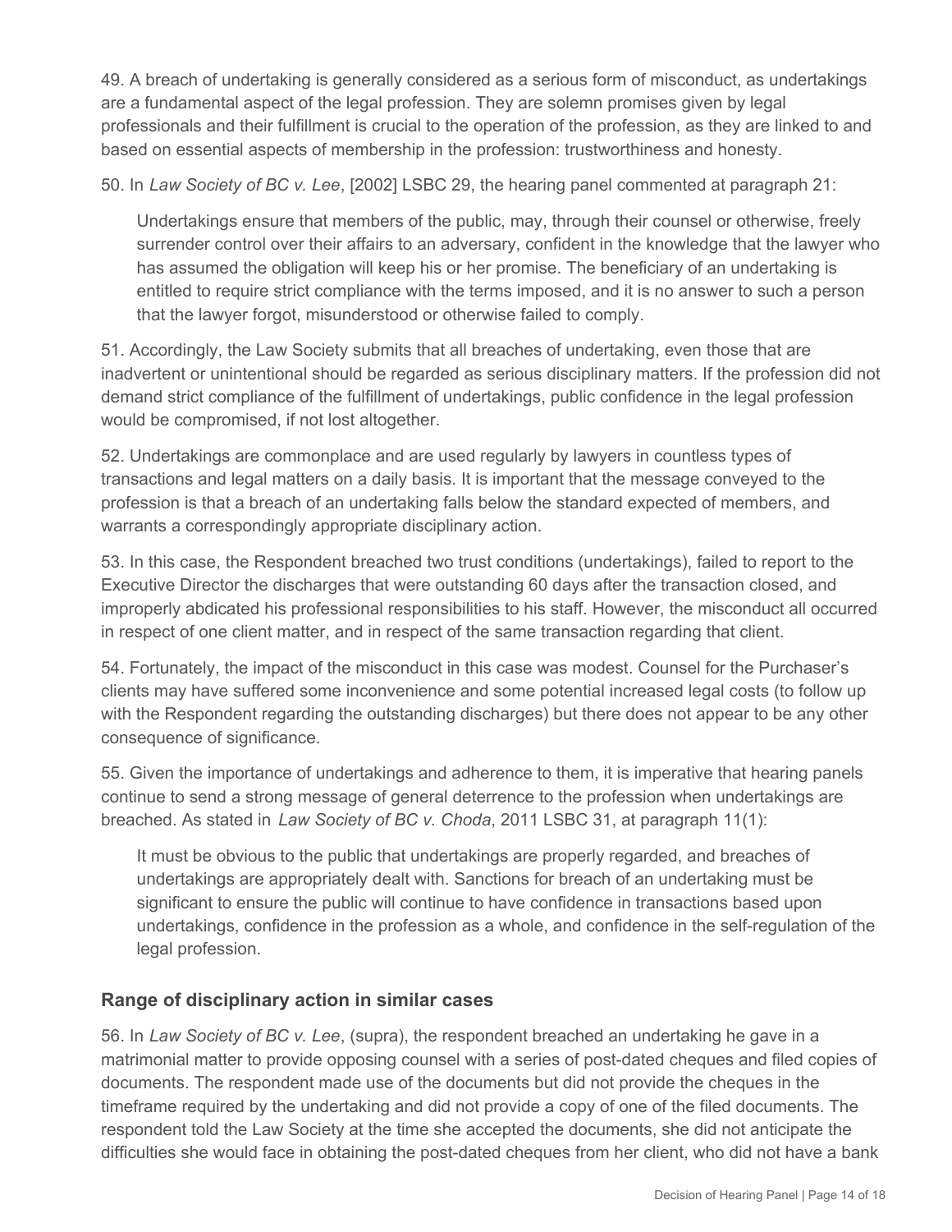49. A breach of undertaking is generally considered as a serious form of misconduct, as undertakings are a fundamental aspect of the legal profession. They are solemn promises given by legal professionals and their fulfillment is crucial to the operation of the profession, as they are linked to and based on essential aspects of membership in the profession: trustworthiness and honesty.

50. In *Law Society of BC v. Lee*, [2002] LSBC 29, the hearing panel commented at paragraph 21:

> Undertakings ensure that members of the public, may, through their counsel or otherwise, freely surrender control over their affairs to an adversary, confident in the knowledge that the lawyer who has assumed the obligation will keep his or her promise. The beneficiary of an undertaking is entitled to require strict compliance with the terms imposed, and it is no answer to such a person that the lawyer forgot, misunderstood or otherwise failed to comply.

51. Accordingly, the Law Society submits that all breaches of undertaking, even those that are inadvertent or unintentional should be regarded as serious disciplinary matters. If the profession did not demand strict compliance of the fulfillment of undertakings, public confidence in the legal profession would be compromised, if not lost altogether.

52. Undertakings are commonplace and are used regularly by lawyers in countless types of transactions and legal matters on a daily basis. It is important that the message conveyed to the profession is that a breach of an undertaking falls below the standard expected of members, and warrants a correspondingly appropriate disciplinary action.

53. In this case, the Respondent breached two trust conditions (undertakings), failed to report to the Executive Director the discharges that were outstanding 60 days after the transaction closed, and improperly abdicated his professional responsibilities to his staff. However, the misconduct all occurred in respect of one client matter, and in respect of the same transaction regarding that client.

54. Fortunately, the impact of the misconduct in this case was modest. Counsel for the Purchaser's clients may have suffered some inconvenience and some potential increased legal costs (to follow up with the Respondent regarding the outstanding discharges) but there does not appear to be any other consequence of significance.

55. Given the importance of undertakings and adherence to them, it is imperative that hearing panels continue to send a strong message of general deterrence to the profession when undertakings are breached. As stated in *Law Society of BC v. Choda*, 2011 LSBC 31, at paragraph 11(1):

> It must be obvious to the public that undertakings are properly regarded, and breaches of undertakings are appropriately dealt with. Sanctions for breach of an undertaking must be significant to ensure the public will continue to have confidence in transactions based upon undertakings, confidence in the profession as a whole, and confidence in the self-regulation of the legal profession.

## Range of disciplinary action in similar cases

56. In *Law Society of BC v. Lee*, (supra), the respondent breached an undertaking he gave in a matrimonial matter to provide opposing counsel with a series of post-dated cheques and filed copies of documents. The respondent made use of the documents but did not provide the cheques in the timeframe required by the undertaking and did not provide a copy of one of the filed documents. The respondent told the Law Society at the time she accepted the documents, she did not anticipate the difficulties she would face in obtaining the post-dated cheques from her client, who did not have a bank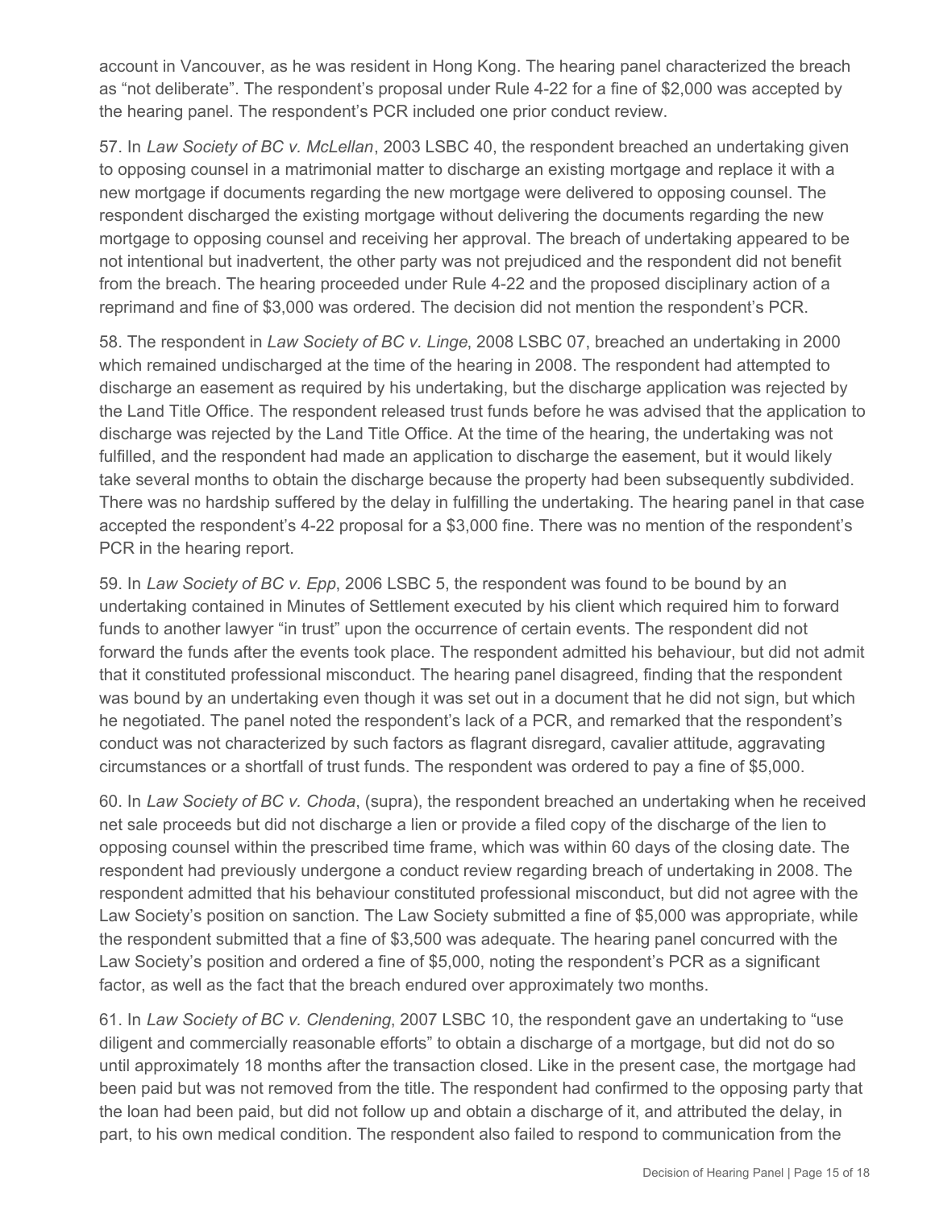account in Vancouver, as he was resident in Hong Kong. The hearing panel characterized the breach as "not deliberate". The respondent's proposal under Rule 4-22 for a fine of $2,000 was accepted by the hearing panel. The respondent's PCR included one prior conduct review.

57. In *Law Society of BC v. McLellan*, 2003 LSBC 40, the respondent breached an undertaking given to opposing counsel in a matrimonial matter to discharge an existing mortgage and replace it with a new mortgage if documents regarding the new mortgage were delivered to opposing counsel. The respondent discharged the existing mortgage without delivering the documents regarding the new mortgage to opposing counsel and receiving her approval. The breach of undertaking appeared to be not intentional but inadvertent, the other party was not prejudiced and the respondent did not benefit from the breach. The hearing proceeded under Rule 4-22 and the proposed disciplinary action of a reprimand and fine of $3,000 was ordered. The decision did not mention the respondent's PCR.

58. The respondent in *Law Society of BC v. Linge*, 2008 LSBC 07, breached an undertaking in 2000 which remained undischarged at the time of the hearing in 2008. The respondent had attempted to discharge an easement as required by his undertaking, but the discharge application was rejected by the Land Title Office. The respondent released trust funds before he was advised that the application to discharge was rejected by the Land Title Office. At the time of the hearing, the undertaking was not fulfilled, and the respondent had made an application to discharge the easement, but it would likely take several months to obtain the discharge because the property had been subsequently subdivided. There was no hardship suffered by the delay in fulfilling the undertaking. The hearing panel in that case accepted the respondent's 4-22 proposal for a $3,000 fine. There was no mention of the respondent's PCR in the hearing report.

59. In *Law Society of BC v. Epp*, 2006 LSBC 5, the respondent was found to be bound by an undertaking contained in Minutes of Settlement executed by his client which required him to forward funds to another lawyer "in trust" upon the occurrence of certain events. The respondent did not forward the funds after the events took place. The respondent admitted his behaviour, but did not admit that it constituted professional misconduct. The hearing panel disagreed, finding that the respondent was bound by an undertaking even though it was set out in a document that he did not sign, but which he negotiated. The panel noted the respondent's lack of a PCR, and remarked that the respondent's conduct was not characterized by such factors as flagrant disregard, cavalier attitude, aggravating circumstances or a shortfall of trust funds. The respondent was ordered to pay a fine of $5,000.

60. In *Law Society of BC v. Choda*, (supra), the respondent breached an undertaking when he received net sale proceeds but did not discharge a lien or provide a filed copy of the discharge of the lien to opposing counsel within the prescribed time frame, which was within 60 days of the closing date. The respondent had previously undergone a conduct review regarding breach of undertaking in 2008. The respondent admitted that his behaviour constituted professional misconduct, but did not agree with the Law Society's position on sanction. The Law Society submitted a fine of $5,000 was appropriate, while the respondent submitted that a fine of $3,500 was adequate. The hearing panel concurred with the Law Society's position and ordered a fine of $5,000, noting the respondent's PCR as a significant factor, as well as the fact that the breach endured over approximately two months.

61. In *Law Society of BC v. Clendening*, 2007 LSBC 10, the respondent gave an undertaking to "use diligent and commercially reasonable efforts" to obtain a discharge of a mortgage, but did not do so until approximately 18 months after the transaction closed. Like in the present case, the mortgage had been paid but was not removed from the title. The respondent had confirmed to the opposing party that the loan had been paid, but did not follow up and obtain a discharge of it, and attributed the delay, in part, to his own medical condition. The respondent also failed to respond to communication from the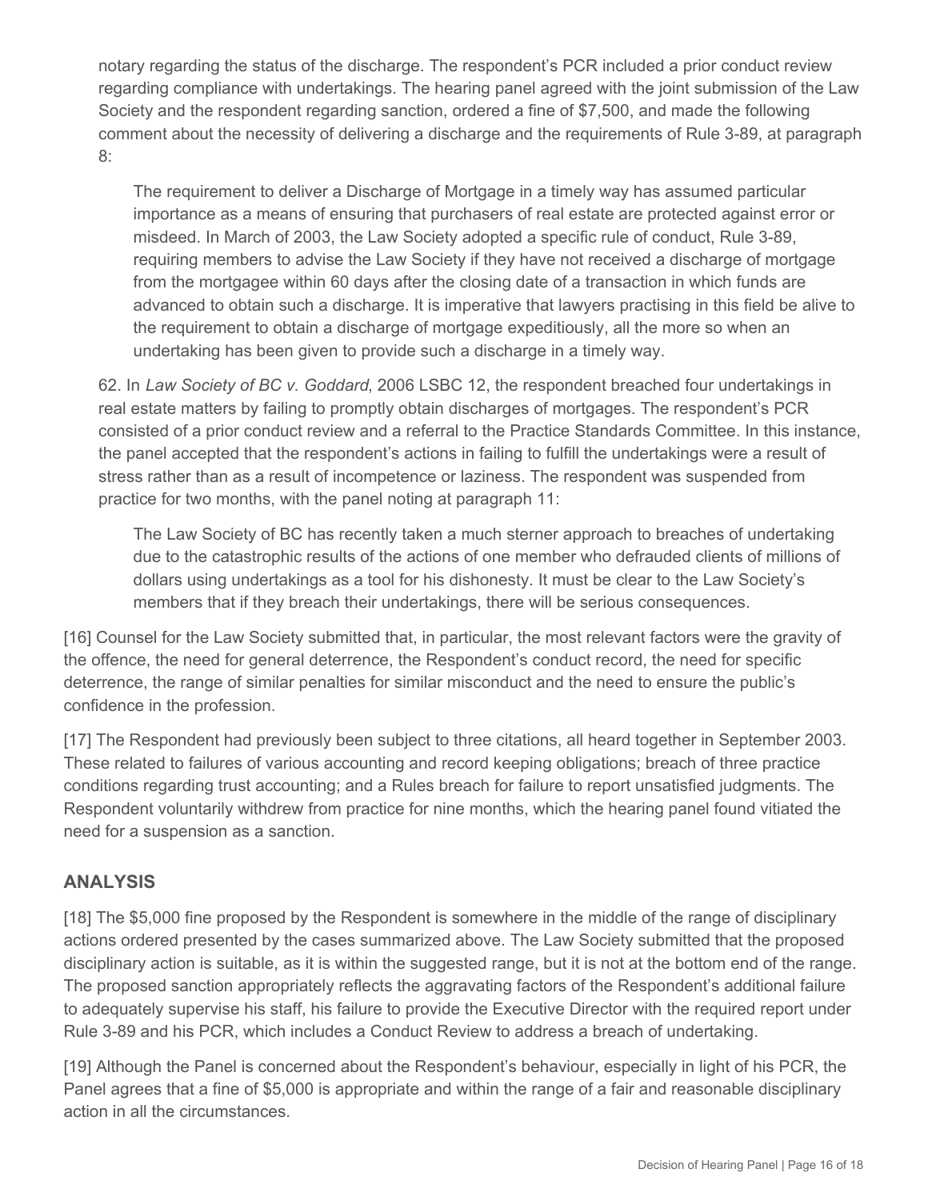notary regarding the status of the discharge. The respondent's PCR included a prior conduct review regarding compliance with undertakings. The hearing panel agreed with the joint submission of the Law Society and the respondent regarding sanction, ordered a fine of $7,500, and made the following comment about the necessity of delivering a discharge and the requirements of Rule 3-89, at paragraph 8:

> The requirement to deliver a Discharge of Mortgage in a timely way has assumed particular importance as a means of ensuring that purchasers of real estate are protected against error or misdeed. In March of 2003, the Law Society adopted a specific rule of conduct, Rule 3-89, requiring members to advise the Law Society if they have not received a discharge of mortgage from the mortgagee within 60 days after the closing date of a transaction in which funds are advanced to obtain such a discharge. It is imperative that lawyers practising in this field be alive to the requirement to obtain a discharge of mortgage expeditiously, all the more so when an undertaking has been given to provide such a discharge in a timely way.

62. In *Law Society of BC v. Goddard*, 2006 LSBC 12, the respondent breached four undertakings in real estate matters by failing to promptly obtain discharges of mortgages. The respondent's PCR consisted of a prior conduct review and a referral to the Practice Standards Committee. In this instance, the panel accepted that the respondent's actions in failing to fulfill the undertakings were a result of stress rather than as a result of incompetence or laziness. The respondent was suspended from practice for two months, with the panel noting at paragraph 11:

> The Law Society of BC has recently taken a much sterner approach to breaches of undertaking due to the catastrophic results of the actions of one member who defrauded clients of millions of dollars using undertakings as a tool for his dishonesty. It must be clear to the Law Society's members that if they breach their undertakings, there will be serious consequences.

[16] Counsel for the Law Society submitted that, in particular, the most relevant factors were the gravity of the offence, the need for general deterrence, the Respondent's conduct record, the need for specific deterrence, the range of similar penalties for similar misconduct and the need to ensure the public's confidence in the profession.

[17] The Respondent had previously been subject to three citations, all heard together in September 2003. These related to failures of various accounting and record keeping obligations; breach of three practice conditions regarding trust accounting; and a Rules breach for failure to report unsatisfied judgments. The Respondent voluntarily withdrew from practice for nine months, which the hearing panel found vitiated the need for a suspension as a sanction.

## ANALYSIS

[18] The $5,000 fine proposed by the Respondent is somewhere in the middle of the range of disciplinary actions ordered presented by the cases summarized above. The Law Society submitted that the proposed disciplinary action is suitable, as it is within the suggested range, but it is not at the bottom end of the range. The proposed sanction appropriately reflects the aggravating factors of the Respondent's additional failure to adequately supervise his staff, his failure to provide the Executive Director with the required report under Rule 3-89 and his PCR, which includes a Conduct Review to address a breach of undertaking.

[19] Although the Panel is concerned about the Respondent's behaviour, especially in light of his PCR, the Panel agrees that a fine of $5,000 is appropriate and within the range of a fair and reasonable disciplinary action in all the circumstances.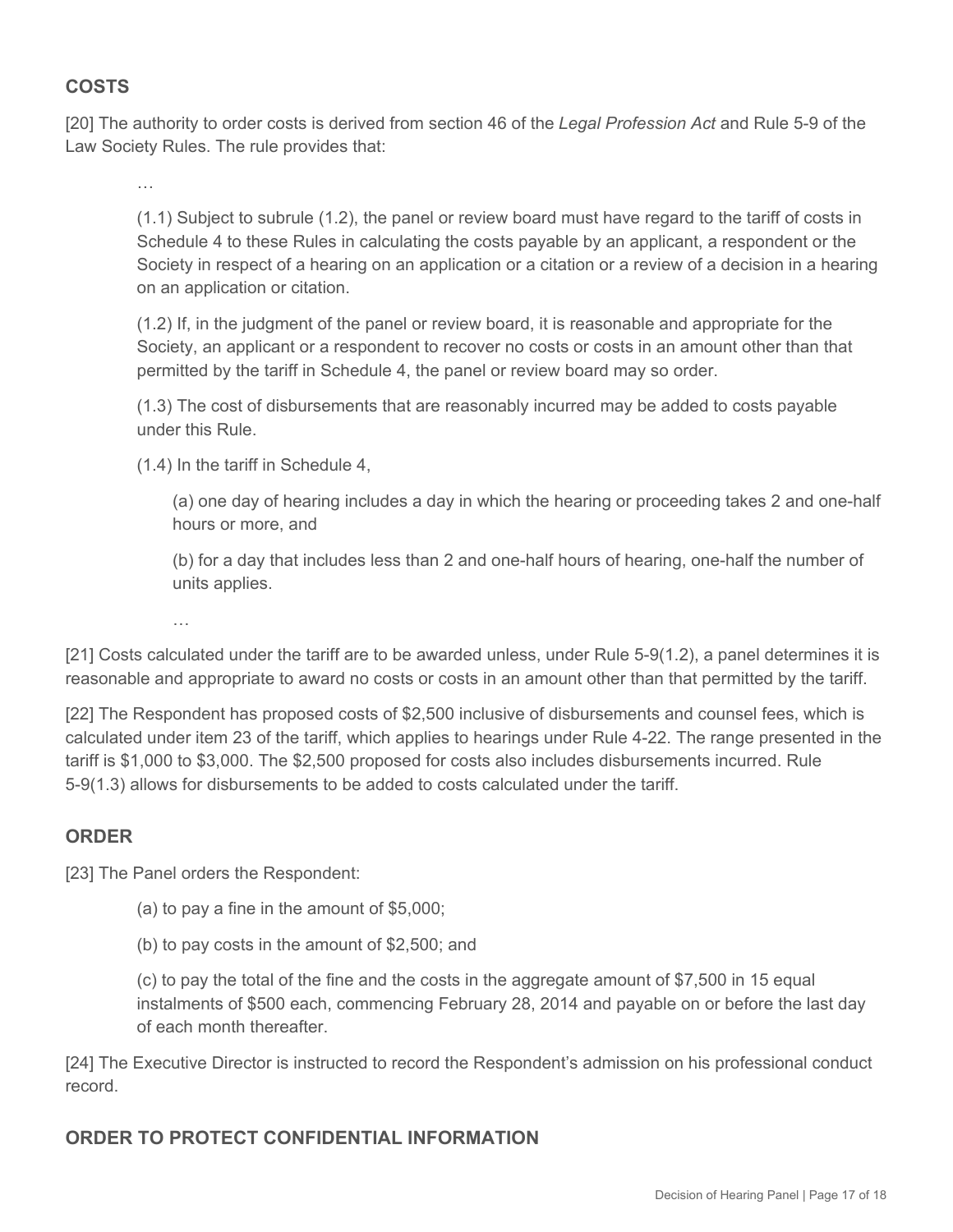## COSTS

[20] The authority to order costs is derived from section 46 of the *Legal Profession Act* and Rule 5-9 of the Law Society Rules. The rule provides that:

> …
>
> (1.1) Subject to subrule (1.2), the panel or review board must have regard to the tariff of costs in Schedule 4 to these Rules in calculating the costs payable by an applicant, a respondent or the Society in respect of a hearing on an application or a citation or a review of a decision in a hearing on an application or citation.
>
> (1.2) If, in the judgment of the panel or review board, it is reasonable and appropriate for the Society, an applicant or a respondent to recover no costs or costs in an amount other than that permitted by the tariff in Schedule 4, the panel or review board may so order.
>
> (1.3) The cost of disbursements that are reasonably incurred may be added to costs payable under this Rule.
>
> (1.4) In the tariff in Schedule 4,
>
> > (a) one day of hearing includes a day in which the hearing or proceeding takes 2 and one-half hours or more, and
> >
> > (b) for a day that includes less than 2 and one-half hours of hearing, one-half the number of units applies.
>
> …

[21] Costs calculated under the tariff are to be awarded unless, under Rule 5-9(1.2), a panel determines it is reasonable and appropriate to award no costs or costs in an amount other than that permitted by the tariff.

[22] The Respondent has proposed costs of $2,500 inclusive of disbursements and counsel fees, which is calculated under item 23 of the tariff, which applies to hearings under Rule 4-22. The range presented in the tariff is $1,000 to $3,000. The $2,500 proposed for costs also includes disbursements incurred. Rule 5-9(1.3) allows for disbursements to be added to costs calculated under the tariff.

## ORDER

[23] The Panel orders the Respondent:

> (a) to pay a fine in the amount of $5,000;
>
> (b) to pay costs in the amount of $2,500; and
>
> (c) to pay the total of the fine and the costs in the aggregate amount of $7,500 in 15 equal instalments of $500 each, commencing February 28, 2014 and payable on or before the last day of each month thereafter.

[24] The Executive Director is instructed to record the Respondent's admission on his professional conduct record.

## ORDER TO PROTECT CONFIDENTIAL INFORMATION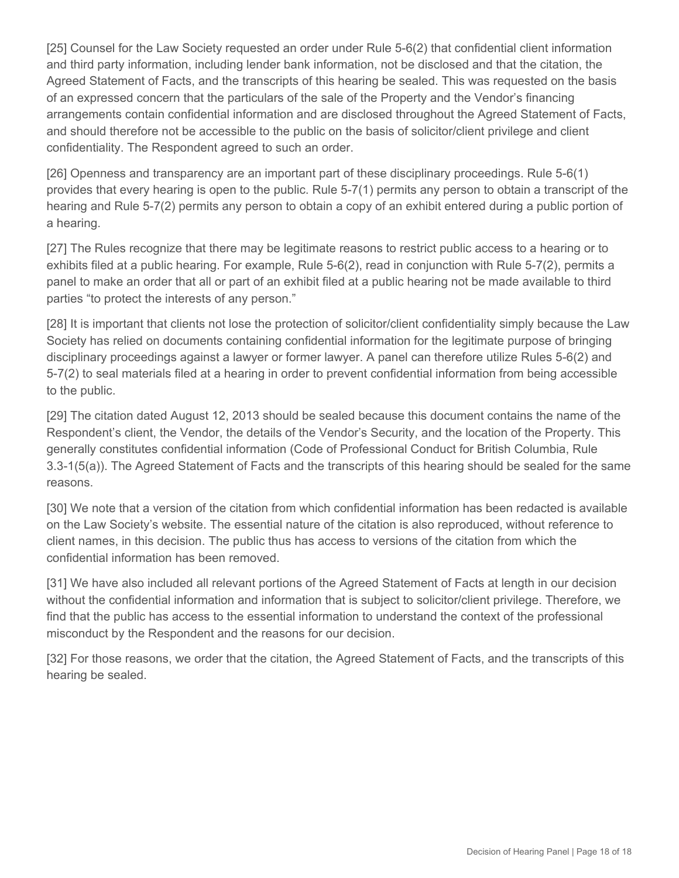[25] Counsel for the Law Society requested an order under Rule 5-6(2) that confidential client information and third party information, including lender bank information, not be disclosed and that the citation, the Agreed Statement of Facts, and the transcripts of this hearing be sealed. This was requested on the basis of an expressed concern that the particulars of the sale of the Property and the Vendor's financing arrangements contain confidential information and are disclosed throughout the Agreed Statement of Facts, and should therefore not be accessible to the public on the basis of solicitor/client privilege and client confidentiality. The Respondent agreed to such an order.

[26] Openness and transparency are an important part of these disciplinary proceedings. Rule 5-6(1) provides that every hearing is open to the public. Rule 5-7(1) permits any person to obtain a transcript of the hearing and Rule 5-7(2) permits any person to obtain a copy of an exhibit entered during a public portion of a hearing.

[27] The Rules recognize that there may be legitimate reasons to restrict public access to a hearing or to exhibits filed at a public hearing. For example, Rule 5-6(2), read in conjunction with Rule 5-7(2), permits a panel to make an order that all or part of an exhibit filed at a public hearing not be made available to third parties "to protect the interests of any person."

[28] It is important that clients not lose the protection of solicitor/client confidentiality simply because the Law Society has relied on documents containing confidential information for the legitimate purpose of bringing disciplinary proceedings against a lawyer or former lawyer. A panel can therefore utilize Rules 5-6(2) and 5-7(2) to seal materials filed at a hearing in order to prevent confidential information from being accessible to the public.

[29] The citation dated August 12, 2013 should be sealed because this document contains the name of the Respondent's client, the Vendor, the details of the Vendor's Security, and the location of the Property. This generally constitutes confidential information (Code of Professional Conduct for British Columbia, Rule 3.3-1(5(a)). The Agreed Statement of Facts and the transcripts of this hearing should be sealed for the same reasons.

[30] We note that a version of the citation from which confidential information has been redacted is available on the Law Society's website. The essential nature of the citation is also reproduced, without reference to client names, in this decision. The public thus has access to versions of the citation from which the confidential information has been removed.

[31] We have also included all relevant portions of the Agreed Statement of Facts at length in our decision without the confidential information and information that is subject to solicitor/client privilege. Therefore, we find that the public has access to the essential information to understand the context of the professional misconduct by the Respondent and the reasons for our decision.

[32] For those reasons, we order that the citation, the Agreed Statement of Facts, and the transcripts of this hearing be sealed.